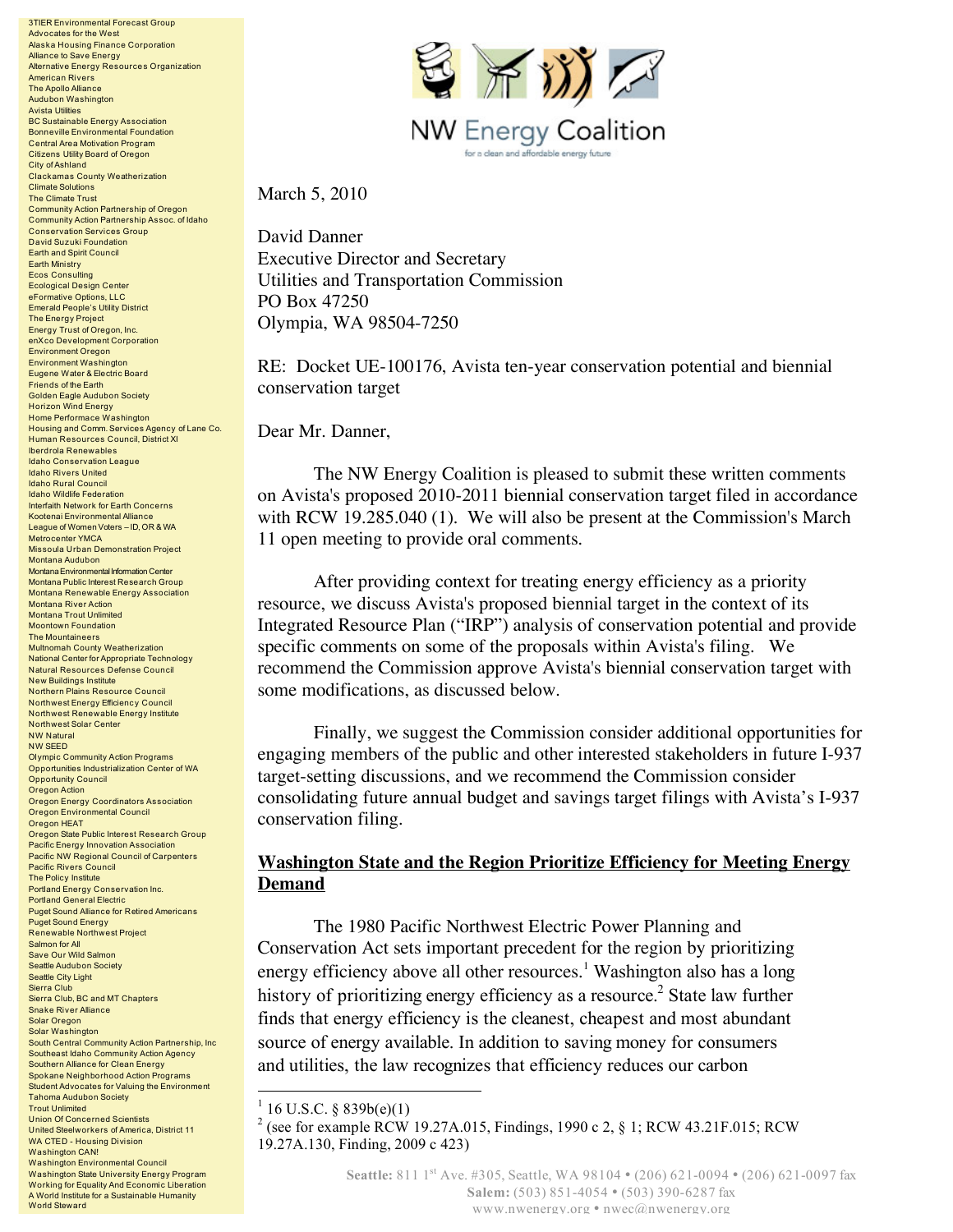3TIER Environmental Forecast Group
Advocates for the West
Alaska Housing Finance Corporation
Alliance to Save Energy
Alternative Energy Resources Organization
American Rivers
The Apollo Alliance
Audubon Washington
Avista Utilities
BC Sustainable Energy Association
Bonneville Environmental Foundation
Central Area Motivation Program
Citizens Utility Board of Oregon
City of Ashland
Clackamas County Weatherization
Climate Solutions
The Climate Trust
Community Action Partnership of Oregon
Community Action Partnership Assoc. of Idaho
Conservation Services Group
David Suzuki Foundation
Earth and Spirit Council
Earth Ministry
Ecos Consulting
Ecological Design Center
eFormative Options, LLC
Emerald People's Utility District
The Energy Project
Energy Trust of Oregon, Inc.
enXco Development Corporation
Environment Oregon
Environment Washington
Eugene Water & Electric Board
Friends of the Earth
Golden Eagle Audubon Society
Horizon Wind Energy
Home Performance Washington
Housing and Comm. Services Agency of Lane Co.
Human Resources Council, District XI
Iberdrola Renewables
Idaho Conservation League
Idaho Rivers United
Idaho Rural Council
Idaho Wildlife Federation
Interfaith Network for Earth Concerns
Kootenai Environmental Alliance
League of Women Voters – ID, OR & WA
Metrocenter YMCA
Missoula Urban Demonstration Project
Montana Audubon
Montana Environmental Information Center
Montana Public Interest Research Group
Montana Renewable Energy Association
Montana River Action
Montana Trout Unlimited
Moontown Foundation
The Mountaineers
Multnomah County Weatherization
National Center for Appropriate Technology
Natural Resources Defense Council
New Buildings Institute
Northern Plains Resource Council
Northwest Energy Efficiency Council
Northwest Renewable Energy Institute
Northwest Solar Center
NW Natural
NW SEED
Olympic Community Action Programs
Opportunities Industrialization Center of WA
Opportunity Council
Oregon Action
Oregon Energy Coordinators Association
Oregon Environmental Council
Oregon HEAT
Oregon State Public Interest Research Group
Pacific Energy Innovation Association
Pacific NW Regional Council of Carpenters
Pacific Rivers Council
The Policy Institute
Portland Energy Conservation Inc.
Portland General Electric
Puget Sound Alliance for Retired Americans
Puget Sound Energy
Renewable Northwest Project
Salmon for All
Save Our Wild Salmon
Seattle Audubon Society
Seattle City Light
Sierra Club
Sierra Club, BC and MT Chapters
Snake River Alliance
Solar Oregon
Solar Washington
South Central Community Action Partnership, Inc
Southeast Idaho Community Action Agency
Southern Alliance for Clean Energy
Spokane Neighborhood Action Programs
Student Advocates for Valuing the Environment
Tahoma Audubon Society
Trout Unlimited
Union Of Concerned Scientists
United Steelworkers of America, District 11
WA CTED - Housing Division
Washington CAN!
Washington Environmental Council
Washington State University Energy Program
Working for Equality And Economic Liberation
A World Institute for a Sustainable Humanity
World Steward

NW Energy Coalition
for a clean and affordable energy future

March 5, 2010

David Danner
Executive Director and Secretary
Utilities and Transportation Commission
PO Box 47250
Olympia, WA 98504-7250

RE: Docket UE-100176, Avista ten-year conservation potential and biennial conservation target

Dear Mr. Danner,

The NW Energy Coalition is pleased to submit these written comments on Avista's proposed 2010-2011 biennial conservation target filed in accordance with RCW 19.285.040 (1). We will also be present at the Commission's March 11 open meeting to provide oral comments.

After providing context for treating energy efficiency as a priority resource, we discuss Avista's proposed biennial target in the context of its Integrated Resource Plan ("IRP") analysis of conservation potential and provide specific comments on some of the proposals within Avista's filing. We recommend the Commission approve Avista's biennial conservation target with some modifications, as discussed below.

Finally, we suggest the Commission consider additional opportunities for engaging members of the public and other interested stakeholders in future I-937 target-setting discussions, and we recommend the Commission consider consolidating future annual budget and savings target filings with Avista's I-937 conservation filing.

## Washington State and the Region Prioritize Efficiency for Meeting Energy Demand

The 1980 Pacific Northwest Electric Power Planning and Conservation Act sets important precedent for the region by prioritizing energy efficiency above all other resources.[1] Washington also has a long history of prioritizing energy efficiency as a resource.[2] State law further finds that energy efficiency is the cleanest, cheapest and most abundant source of energy available. In addition to saving money for consumers and utilities, the law recognizes that efficiency reduces our carbon

[1] 16 U.S.C. § 839b(e)(1)

[2] (see for example RCW 19.27A.015, Findings, 1990 c 2, § 1; RCW 43.21F.015; RCW 19.27A.130, Finding, 2009 c 423)

**Seattle:** 811 1st Ave. #305, Seattle, WA 98104 • (206) 621-0094 • (206) 621-0097 fax
**Salem:** (503) 851-4054 • (503) 390-6287 fax
www.nwenergy.org • nwec@nwenergy.org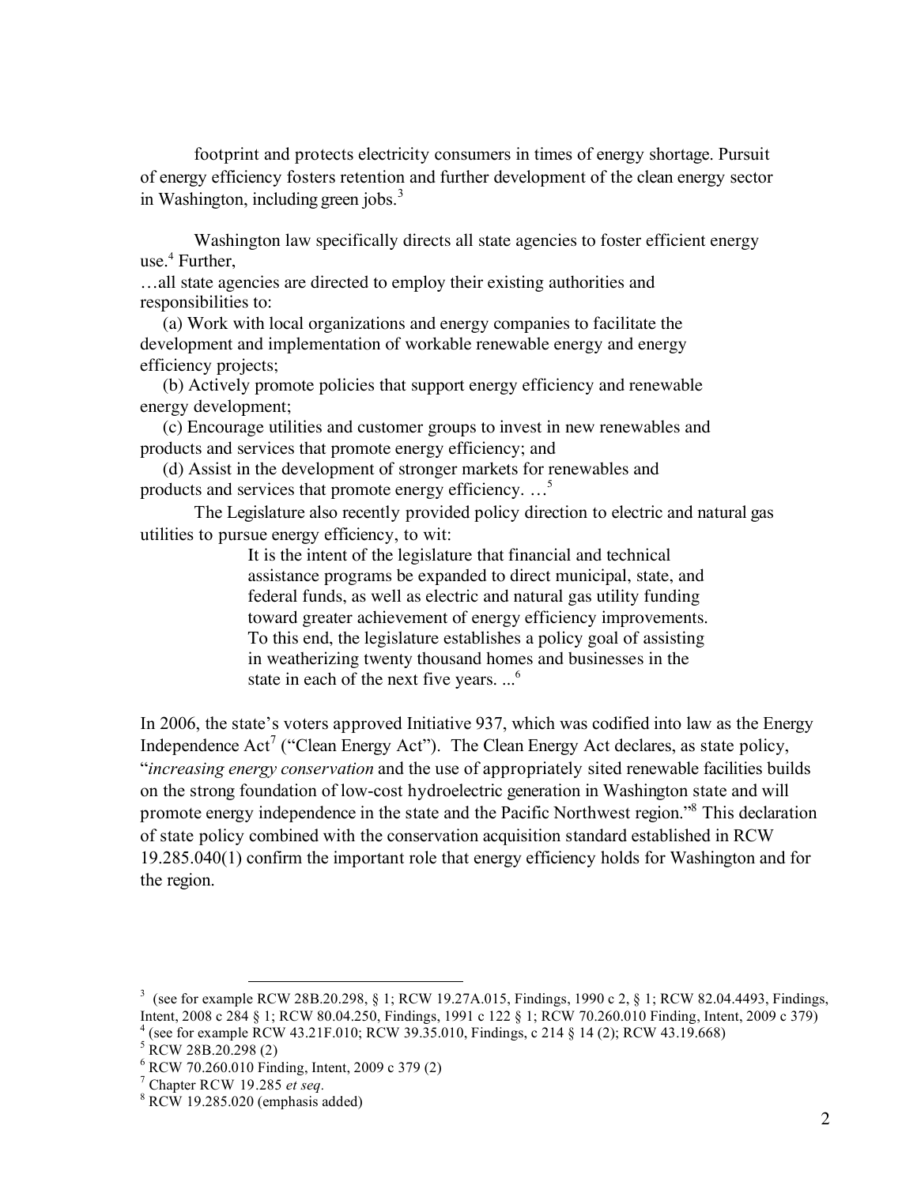footprint and protects electricity consumers in times of energy shortage. Pursuit of energy efficiency fosters retention and further development of the clean energy sector in Washington, including green jobs.[3]

Washington law specifically directs all state agencies to foster efficient energy use.[4] Further,

…all state agencies are directed to employ their existing authorities and responsibilities to:

(a) Work with local organizations and energy companies to facilitate the development and implementation of workable renewable energy and energy efficiency projects;

(b) Actively promote policies that support energy efficiency and renewable energy development;

(c) Encourage utilities and customer groups to invest in new renewables and products and services that promote energy efficiency; and

(d) Assist in the development of stronger markets for renewables and products and services that promote energy efficiency. …[5]

The Legislature also recently provided policy direction to electric and natural gas utilities to pursue energy efficiency, to wit:

> It is the intent of the legislature that financial and technical assistance programs be expanded to direct municipal, state, and federal funds, as well as electric and natural gas utility funding toward greater achievement of energy efficiency improvements. To this end, the legislature establishes a policy goal of assisting in weatherizing twenty thousand homes and businesses in the state in each of the next five years. ...[6]

In 2006, the state's voters approved Initiative 937, which was codified into law as the Energy Independence Act[7] ("Clean Energy Act"). The Clean Energy Act declares, as state policy, "*increasing energy conservation* and the use of appropriately sited renewable facilities builds on the strong foundation of low-cost hydroelectric generation in Washington state and will promote energy independence in the state and the Pacific Northwest region."[8] This declaration of state policy combined with the conservation acquisition standard established in RCW 19.285.040(1) confirm the important role that energy efficiency holds for Washington and for the region.

---

[3] (see for example RCW 28B.20.298, § 1; RCW 19.27A.015, Findings, 1990 c 2, § 1; RCW 82.04.4493, Findings, Intent, 2008 c 284 § 1; RCW 80.04.250, Findings, 1991 c 122 § 1; RCW 70.260.010 Finding, Intent, 2009 c 379)

[4] (see for example RCW 43.21F.010; RCW 39.35.010, Findings, c 214 § 14 (2); RCW 43.19.668)

[5] RCW 28B.20.298 (2)

[6] RCW 70.260.010 Finding, Intent, 2009 c 379 (2)

[7] Chapter RCW 19.285 *et seq.*

[8] RCW 19.285.020 (emphasis added)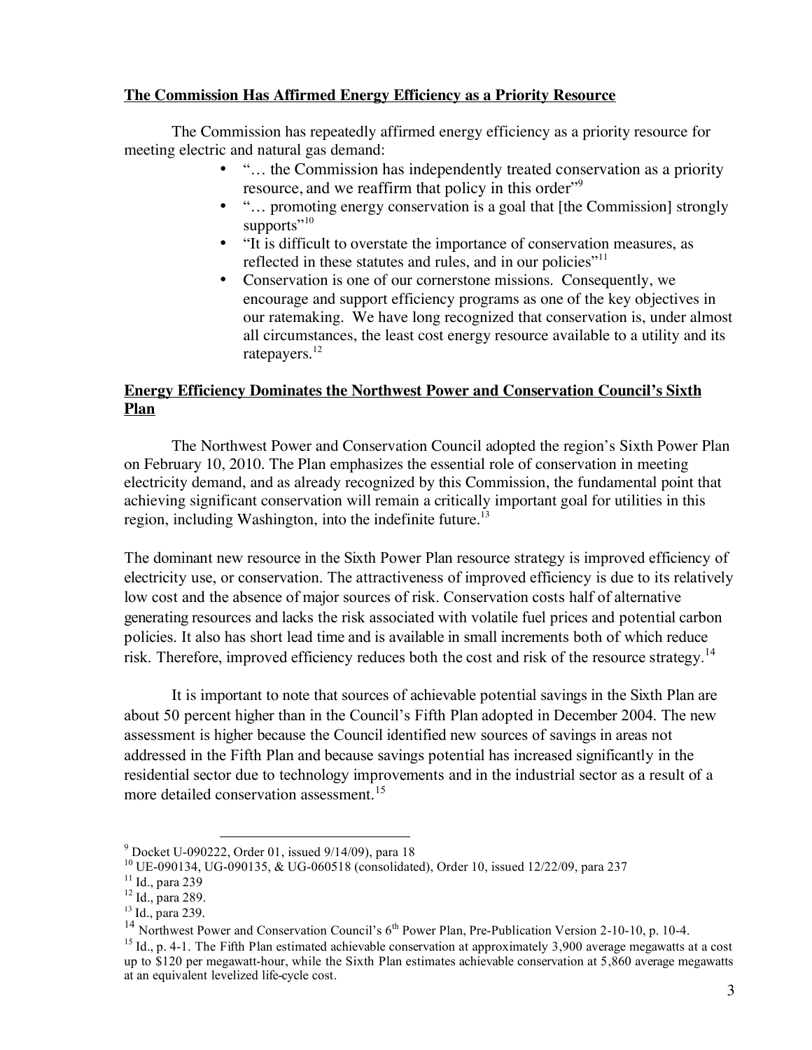**The Commission Has Affirmed Energy Efficiency as a Priority Resource**

The Commission has repeatedly affirmed energy efficiency as a priority resource for meeting electric and natural gas demand:

- "… the Commission has independently treated conservation as a priority resource, and we reaffirm that policy in this order"[9]
- "… promoting energy conservation is a goal that [the Commission] strongly supports"[10]
- "It is difficult to overstate the importance of conservation measures, as reflected in these statutes and rules, and in our policies"[11]
- Conservation is one of our cornerstone missions. Consequently, we encourage and support efficiency programs as one of the key objectives in our ratemaking. We have long recognized that conservation is, under almost all circumstances, the least cost energy resource available to a utility and its ratepayers.[12]

**Energy Efficiency Dominates the Northwest Power and Conservation Council's Sixth Plan**

The Northwest Power and Conservation Council adopted the region's Sixth Power Plan on February 10, 2010. The Plan emphasizes the essential role of conservation in meeting electricity demand, and as already recognized by this Commission, the fundamental point that achieving significant conservation will remain a critically important goal for utilities in this region, including Washington, into the indefinite future.[13]

The dominant new resource in the Sixth Power Plan resource strategy is improved efficiency of electricity use, or conservation. The attractiveness of improved efficiency is due to its relatively low cost and the absence of major sources of risk. Conservation costs half of alternative generating resources and lacks the risk associated with volatile fuel prices and potential carbon policies. It also has short lead time and is available in small increments both of which reduce risk. Therefore, improved efficiency reduces both the cost and risk of the resource strategy.[14]

It is important to note that sources of achievable potential savings in the Sixth Plan are about 50 percent higher than in the Council's Fifth Plan adopted in December 2004. The new assessment is higher because the Council identified new sources of savings in areas not addressed in the Fifth Plan and because savings potential has increased significantly in the residential sector due to technology improvements and in the industrial sector as a result of a more detailed conservation assessment.[15]

---

[9] Docket U-090222, Order 01, issued 9/14/09), para 18

[10] UE-090134, UG-090135, & UG-060518 (consolidated), Order 10, issued 12/22/09, para 237

[11] Id., para 239

[12] Id., para 289.

[13] Id., para 239.

[14] Northwest Power and Conservation Council's 6th Power Plan, Pre-Publication Version 2-10-10, p. 10-4.

[15] Id., p. 4-1. The Fifth Plan estimated achievable conservation at approximately 3,900 average megawatts at a cost up to $120 per megawatt-hour, while the Sixth Plan estimates achievable conservation at 5,860 average megawatts at an equivalent levelized life-cycle cost.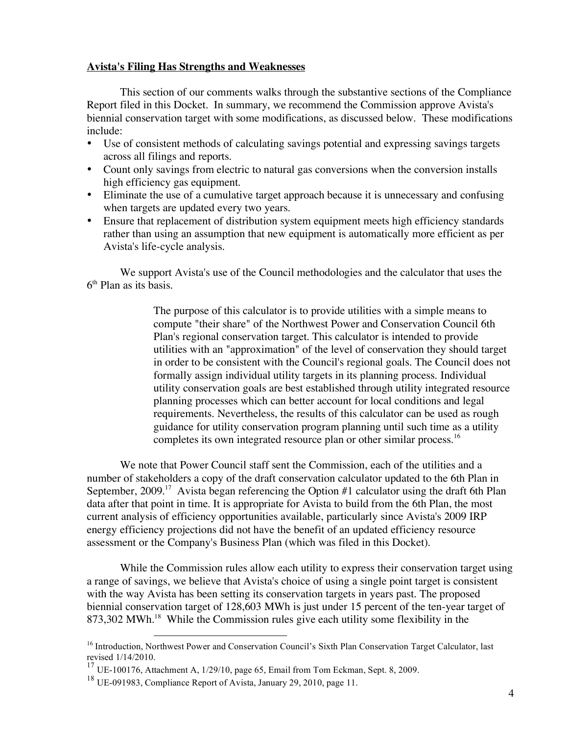**Avista's Filing Has Strengths and Weaknesses**

This section of our comments walks through the substantive sections of the Compliance Report filed in this Docket. In summary, we recommend the Commission approve Avista's biennial conservation target with some modifications, as discussed below. These modifications include:

- Use of consistent methods of calculating savings potential and expressing savings targets across all filings and reports.
- Count only savings from electric to natural gas conversions when the conversion installs high efficiency gas equipment.
- Eliminate the use of a cumulative target approach because it is unnecessary and confusing when targets are updated every two years.
- Ensure that replacement of distribution system equipment meets high efficiency standards rather than using an assumption that new equipment is automatically more efficient as per Avista's life-cycle analysis.

We support Avista's use of the Council methodologies and the calculator that uses the 6th Plan as its basis.

> The purpose of this calculator is to provide utilities with a simple means to compute "their share" of the Northwest Power and Conservation Council 6th Plan's regional conservation target. This calculator is intended to provide utilities with an "approximation" of the level of conservation they should target in order to be consistent with the Council's regional goals. The Council does not formally assign individual utility targets in its planning process. Individual utility conservation goals are best established through utility integrated resource planning processes which can better account for local conditions and legal requirements. Nevertheless, the results of this calculator can be used as rough guidance for utility conservation program planning until such time as a utility completes its own integrated resource plan or other similar process.[16]

We note that Power Council staff sent the Commission, each of the utilities and a number of stakeholders a copy of the draft conservation calculator updated to the 6th Plan in September, 2009.[17] Avista began referencing the Option #1 calculator using the draft 6th Plan data after that point in time. It is appropriate for Avista to build from the 6th Plan, the most current analysis of efficiency opportunities available, particularly since Avista's 2009 IRP energy efficiency projections did not have the benefit of an updated efficiency resource assessment or the Company's Business Plan (which was filed in this Docket).

While the Commission rules allow each utility to express their conservation target using a range of savings, we believe that Avista's choice of using a single point target is consistent with the way Avista has been setting its conservation targets in years past. The proposed biennial conservation target of 128,603 MWh is just under 15 percent of the ten-year target of 873,302 MWh.[18] While the Commission rules give each utility some flexibility in the

---

[16] Introduction, Northwest Power and Conservation Council's Sixth Plan Conservation Target Calculator, last revised 1/14/2010.

[17] UE-100176, Attachment A, 1/29/10, page 65, Email from Tom Eckman, Sept. 8, 2009.

[18] UE-091983, Compliance Report of Avista, January 29, 2010, page 11.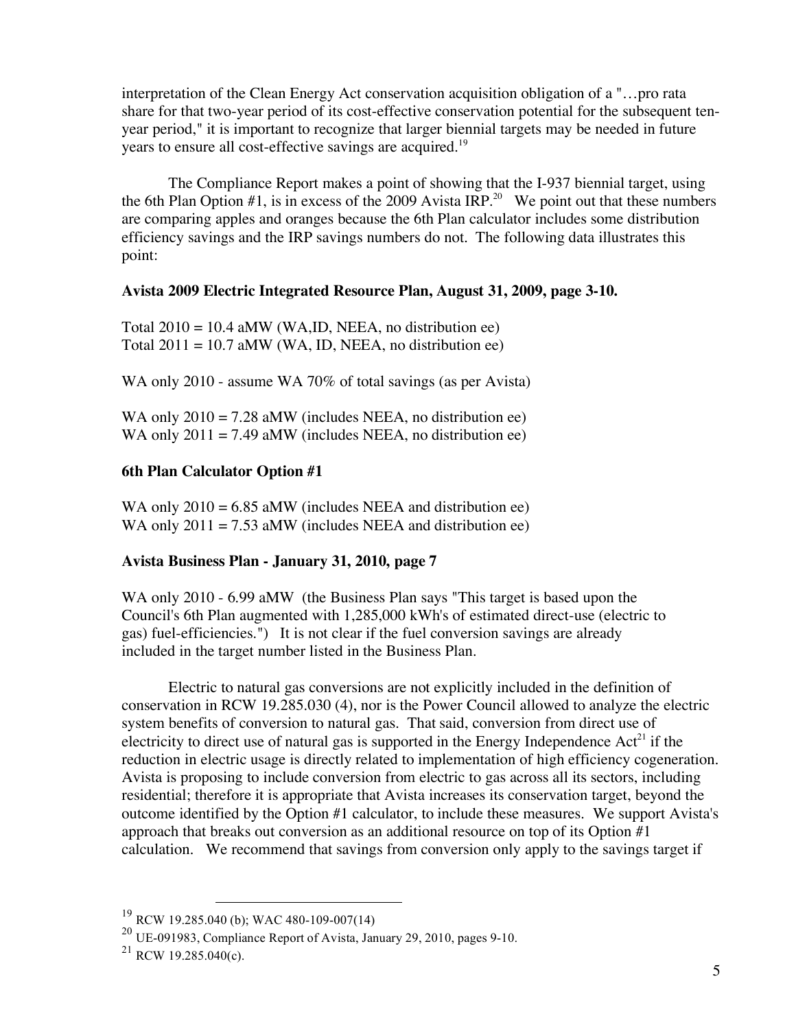interpretation of the Clean Energy Act conservation acquisition obligation of a "…pro rata share for that two-year period of its cost-effective conservation potential for the subsequent ten-year period," it is important to recognize that larger biennial targets may be needed in future years to ensure all cost-effective savings are acquired.[19]

The Compliance Report makes a point of showing that the I-937 biennial target, using the 6th Plan Option #1, is in excess of the 2009 Avista IRP.[20] We point out that these numbers are comparing apples and oranges because the 6th Plan calculator includes some distribution efficiency savings and the IRP savings numbers do not. The following data illustrates this point:

**Avista 2009 Electric Integrated Resource Plan, August 31, 2009, page 3-10.**

Total 2010 = 10.4 aMW (WA,ID, NEEA, no distribution ee)
Total 2011 = 10.7 aMW (WA, ID, NEEA, no distribution ee)

WA only 2010 - assume WA 70% of total savings (as per Avista)

WA only 2010 = 7.28 aMW (includes NEEA, no distribution ee)
WA only 2011 = 7.49 aMW (includes NEEA, no distribution ee)

**6th Plan Calculator Option #1**

WA only 2010 = 6.85 aMW (includes NEEA and distribution ee)
WA only 2011 = 7.53 aMW (includes NEEA and distribution ee)

**Avista Business Plan - January 31, 2010, page 7**

WA only 2010 - 6.99 aMW (the Business Plan says "This target is based upon the Council's 6th Plan augmented with 1,285,000 kWh's of estimated direct-use (electric to gas) fuel-efficiencies.") It is not clear if the fuel conversion savings are already included in the target number listed in the Business Plan.

Electric to natural gas conversions are not explicitly included in the definition of conservation in RCW 19.285.030 (4), nor is the Power Council allowed to analyze the electric system benefits of conversion to natural gas. That said, conversion from direct use of electricity to direct use of natural gas is supported in the Energy Independence Act[21] if the reduction in electric usage is directly related to implementation of high efficiency cogeneration. Avista is proposing to include conversion from electric to gas across all its sectors, including residential; therefore it is appropriate that Avista increases its conservation target, beyond the outcome identified by the Option #1 calculator, to include these measures. We support Avista's approach that breaks out conversion as an additional resource on top of its Option #1 calculation. We recommend that savings from conversion only apply to the savings target if

---

[19] RCW 19.285.040 (b); WAC 480-109-007(14)

[20] UE-091983, Compliance Report of Avista, January 29, 2010, pages 9-10.

[21] RCW 19.285.040(c).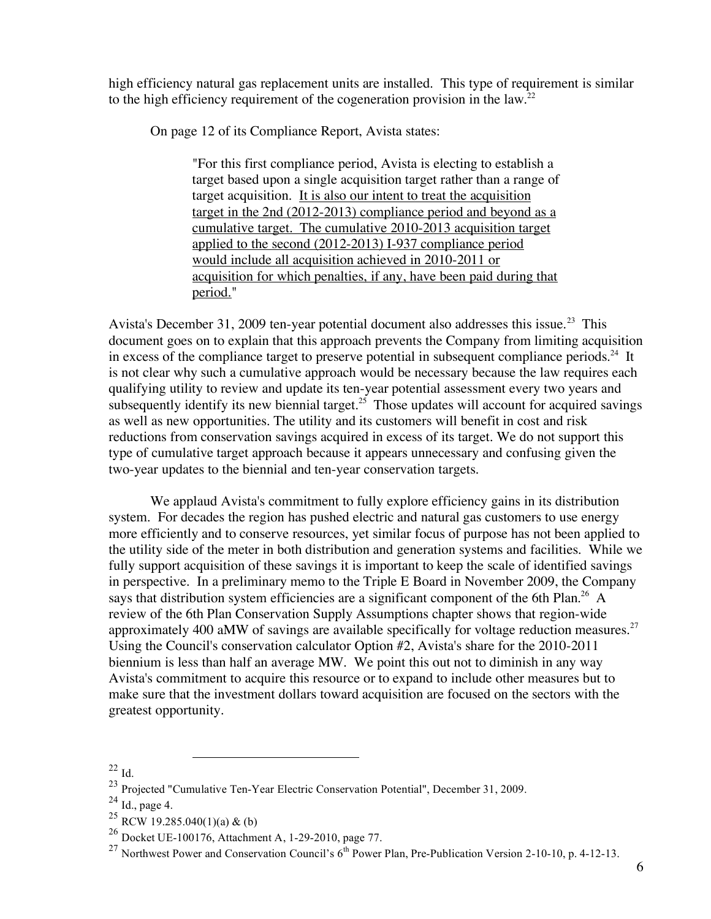high efficiency natural gas replacement units are installed. This type of requirement is similar to the high efficiency requirement of the cogeneration provision in the law.[22]

On page 12 of its Compliance Report, Avista states:

> "For this first compliance period, Avista is electing to establish a target based upon a single acquisition target rather than a range of target acquisition. <u>It is also our intent to treat the acquisition target in the 2nd (2012-2013) compliance period and beyond as a cumulative target. The cumulative 2010-2013 acquisition target applied to the second (2012-2013) I-937 compliance period would include all acquisition achieved in 2010-2011 or acquisition for which penalties, if any, have been paid during that period.</u>"

Avista's December 31, 2009 ten-year potential document also addresses this issue.[23] This document goes on to explain that this approach prevents the Company from limiting acquisition in excess of the compliance target to preserve potential in subsequent compliance periods.[24] It is not clear why such a cumulative approach would be necessary because the law requires each qualifying utility to review and update its ten-year potential assessment every two years and subsequently identify its new biennial target.[25] Those updates will account for acquired savings as well as new opportunities. The utility and its customers will benefit in cost and risk reductions from conservation savings acquired in excess of its target. We do not support this type of cumulative target approach because it appears unnecessary and confusing given the two-year updates to the biennial and ten-year conservation targets.

We applaud Avista's commitment to fully explore efficiency gains in its distribution system. For decades the region has pushed electric and natural gas customers to use energy more efficiently and to conserve resources, yet similar focus of purpose has not been applied to the utility side of the meter in both distribution and generation systems and facilities. While we fully support acquisition of these savings it is important to keep the scale of identified savings in perspective. In a preliminary memo to the Triple E Board in November 2009, the Company says that distribution system efficiencies are a significant component of the 6th Plan.[26] A review of the 6th Plan Conservation Supply Assumptions chapter shows that region-wide approximately 400 aMW of savings are available specifically for voltage reduction measures.[27] Using the Council's conservation calculator Option #2, Avista's share for the 2010-2011 biennium is less than half an average MW. We point this out not to diminish in any way Avista's commitment to acquire this resource or to expand to include other measures but to make sure that the investment dollars toward acquisition are focused on the sectors with the greatest opportunity.

---

[22] Id.

[23] Projected "Cumulative Ten-Year Electric Conservation Potential", December 31, 2009.

[24] Id., page 4.

[25] RCW 19.285.040(1)(a) & (b)

[26] Docket UE-100176, Attachment A, 1-29-2010, page 77.

[27] Northwest Power and Conservation Council's 6th Power Plan, Pre-Publication Version 2-10-10, p. 4-12-13.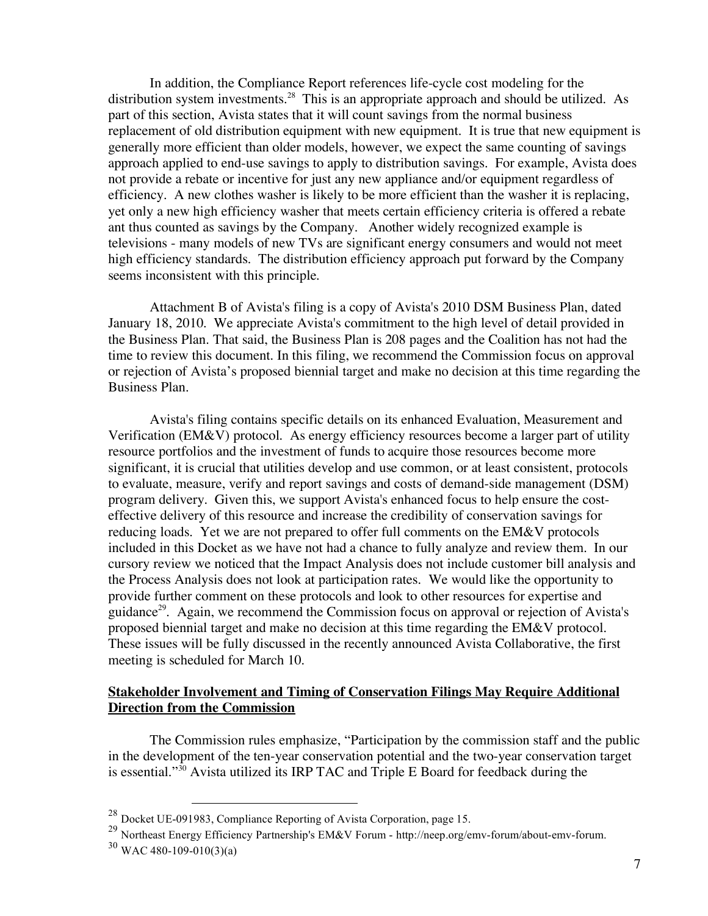In addition, the Compliance Report references life-cycle cost modeling for the distribution system investments.[28] This is an appropriate approach and should be utilized. As part of this section, Avista states that it will count savings from the normal business replacement of old distribution equipment with new equipment. It is true that new equipment is generally more efficient than older models, however, we expect the same counting of savings approach applied to end-use savings to apply to distribution savings. For example, Avista does not provide a rebate or incentive for just any new appliance and/or equipment regardless of efficiency. A new clothes washer is likely to be more efficient than the washer it is replacing, yet only a new high efficiency washer that meets certain efficiency criteria is offered a rebate ant thus counted as savings by the Company. Another widely recognized example is televisions - many models of new TVs are significant energy consumers and would not meet high efficiency standards. The distribution efficiency approach put forward by the Company seems inconsistent with this principle.

Attachment B of Avista's filing is a copy of Avista's 2010 DSM Business Plan, dated January 18, 2010. We appreciate Avista's commitment to the high level of detail provided in the Business Plan. That said, the Business Plan is 208 pages and the Coalition has not had the time to review this document. In this filing, we recommend the Commission focus on approval or rejection of Avista's proposed biennial target and make no decision at this time regarding the Business Plan.

Avista's filing contains specific details on its enhanced Evaluation, Measurement and Verification (EM&V) protocol. As energy efficiency resources become a larger part of utility resource portfolios and the investment of funds to acquire those resources become more significant, it is crucial that utilities develop and use common, or at least consistent, protocols to evaluate, measure, verify and report savings and costs of demand-side management (DSM) program delivery. Given this, we support Avista's enhanced focus to help ensure the cost-effective delivery of this resource and increase the credibility of conservation savings for reducing loads. Yet we are not prepared to offer full comments on the EM&V protocols included in this Docket as we have not had a chance to fully analyze and review them. In our cursory review we noticed that the Impact Analysis does not include customer bill analysis and the Process Analysis does not look at participation rates. We would like the opportunity to provide further comment on these protocols and look to other resources for expertise and guidance[29]. Again, we recommend the Commission focus on approval or rejection of Avista's proposed biennial target and make no decision at this time regarding the EM&V protocol. These issues will be fully discussed in the recently announced Avista Collaborative, the first meeting is scheduled for March 10.

**Stakeholder Involvement and Timing of Conservation Filings May Require Additional Direction from the Commission**

The Commission rules emphasize, "Participation by the commission staff and the public in the development of the ten-year conservation potential and the two-year conservation target is essential."[30] Avista utilized its IRP TAC and Triple E Board for feedback during the

---

[28] Docket UE-091983, Compliance Reporting of Avista Corporation, page 15.

[29] Northeast Energy Efficiency Partnership's EM&V Forum - http://neep.org/emv-forum/about-emv-forum.

[30] WAC 480-109-010(3)(a)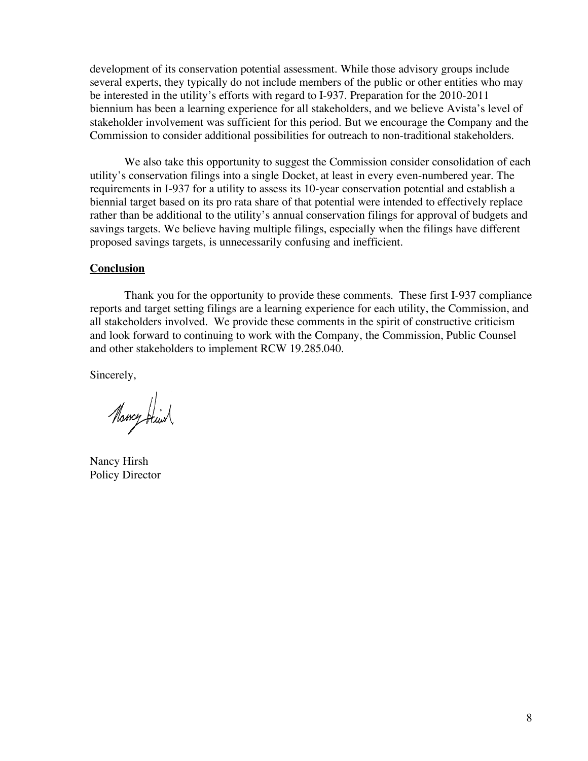development of its conservation potential assessment. While those advisory groups include several experts, they typically do not include members of the public or other entities who may be interested in the utility's efforts with regard to I-937. Preparation for the 2010-2011 biennium has been a learning experience for all stakeholders, and we believe Avista's level of stakeholder involvement was sufficient for this period. But we encourage the Company and the Commission to consider additional possibilities for outreach to non-traditional stakeholders.

We also take this opportunity to suggest the Commission consider consolidation of each utility's conservation filings into a single Docket, at least in every even-numbered year. The requirements in I-937 for a utility to assess its 10-year conservation potential and establish a biennial target based on its pro rata share of that potential were intended to effectively replace rather than be additional to the utility's annual conservation filings for approval of budgets and savings targets. We believe having multiple filings, especially when the filings have different proposed savings targets, is unnecessarily confusing and inefficient.

**Conclusion**

Thank you for the opportunity to provide these comments. These first I-937 compliance reports and target setting filings are a learning experience for each utility, the Commission, and all stakeholders involved. We provide these comments in the spirit of constructive criticism and look forward to continuing to work with the Company, the Commission, Public Counsel and other stakeholders to implement RCW 19.285.040.

Sincerely,

Nancy Hirsh

Nancy Hirsh
Policy Director